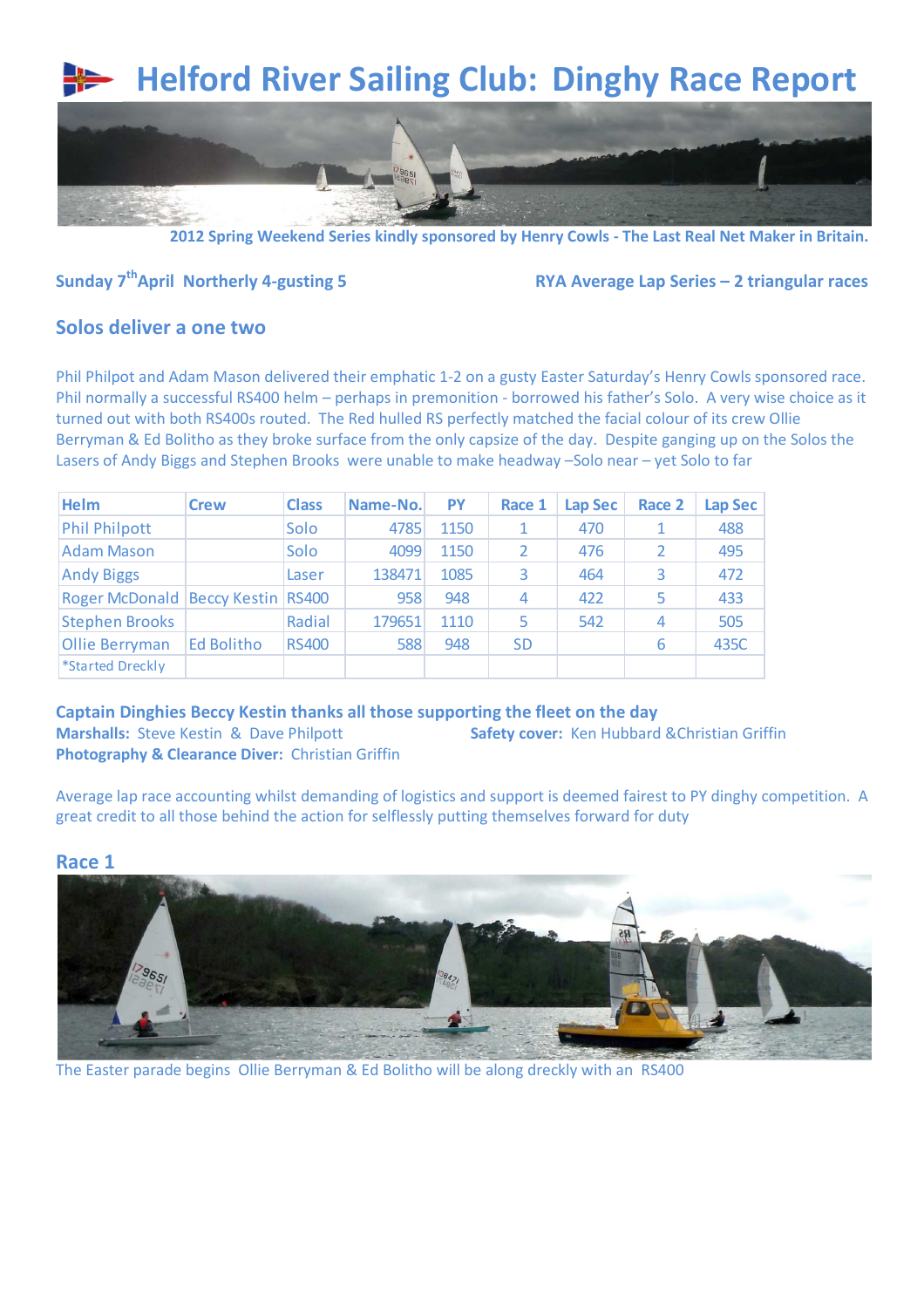# Helford River Sailing Club: Dinghy Race Report

**2012 Spring Weekend Series kindly sponsored by Henry Cowls - The Last Real Net Maker in Britain.**

**Sunday 7th April Northerly 4-gusting 5**

**RYA Average Lap Series – 2 triangular races**

## Solos deliver a one two

Phil Philpot and Adam Mason delivered their emphatic 1-2 on a gusty Easter Saturday's Henry Cowls sponsored race. Phil normally a successful RS400 helm – perhaps in premonition - borrowed his father's Solo. A very wise choice as it turned out with both RS400s routed. The Red hulled RS perfectly matched the facial colour of its crew Ollie Berryman & Ed Bolitho as they broke surface from the only capsize of the day. Despite ganging up on the Solos the Lasers of Andy Biggs and Stephen Brooks were unable to make headway –Solo near – yet Solo to far

| Helm | Crew | Class | Name-No. | PY | Race 1 | Lap Sec | Race 2 | Lap Sec |
|---|---|---|---|---|---|---|---|---|
| Phil Philpott | | Solo | 4785 | 1150 | 1 | 470 | 1 | 488 |
| Adam Mason | | Solo | 4099 | 1150 | 2 | 476 | 2 | 495 |
| Andy Biggs | | Laser | 138471 | 1085 | 3 | 464 | 3 | 472 |
| Roger McDonald | Beccy Kestin | RS400 | 958 | 948 | 4 | 422 | 5 | 433 |
| Stephen Brooks | | Radial | 179651 | 1110 | 5 | 542 | 4 | 505 |
| Ollie Berryman | Ed Bolitho | RS400 | 588 | 948 | SD | | 6 | 435C |
| *Started Dreckly | | | | | | | | |

**Captain Dinghies Beccy Kestin thanks all those supporting the fleet on the day**

**Marshalls:** Steve Kestin & Dave Philpott

**Safety cover:** Ken Hubbard &Christian Griffin

**Photography & Clearance Diver:** Christian Griffin

Average lap race accounting whilst demanding of logistics and support is deemed fairest to PY dinghy competition. A great credit to all those behind the action for selflessly putting themselves forward for duty

## Race 1

The Easter parade begins Ollie Berryman & Ed Bolitho will be along dreckly with an RS400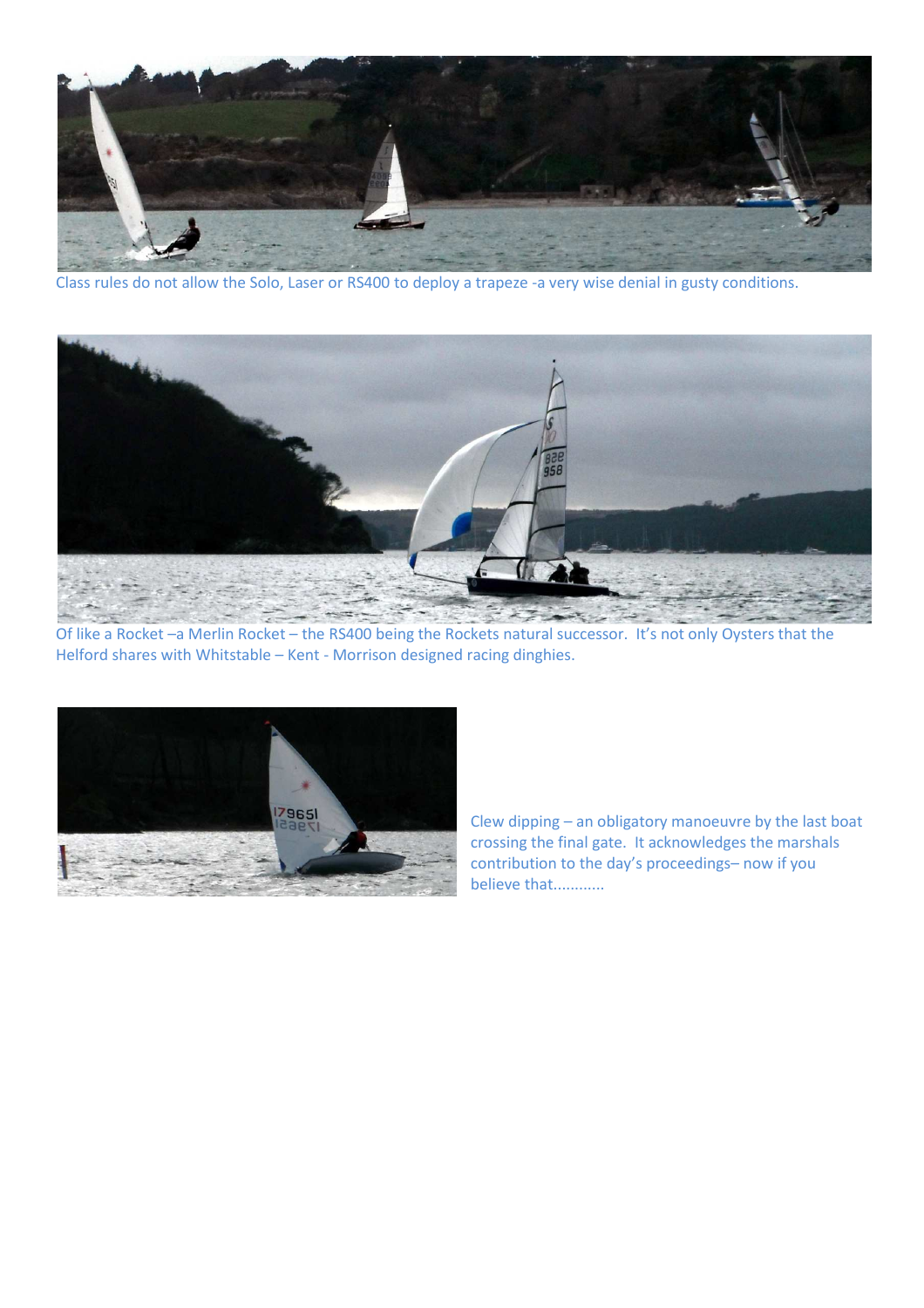Class rules do not allow the Solo, Laser or RS400 to deploy a trapeze -a very wise denial in gusty conditions.

Of like a Rocket –a Merlin Rocket – the RS400 being the Rockets natural successor. It's not only Oysters that the Helford shares with Whitstable – Kent - Morrison designed racing dinghies.

Clew dipping – an obligatory manoeuvre by the last boat crossing the final gate. It acknowledges the marshals contribution to the day's proceedings– now if you believe that............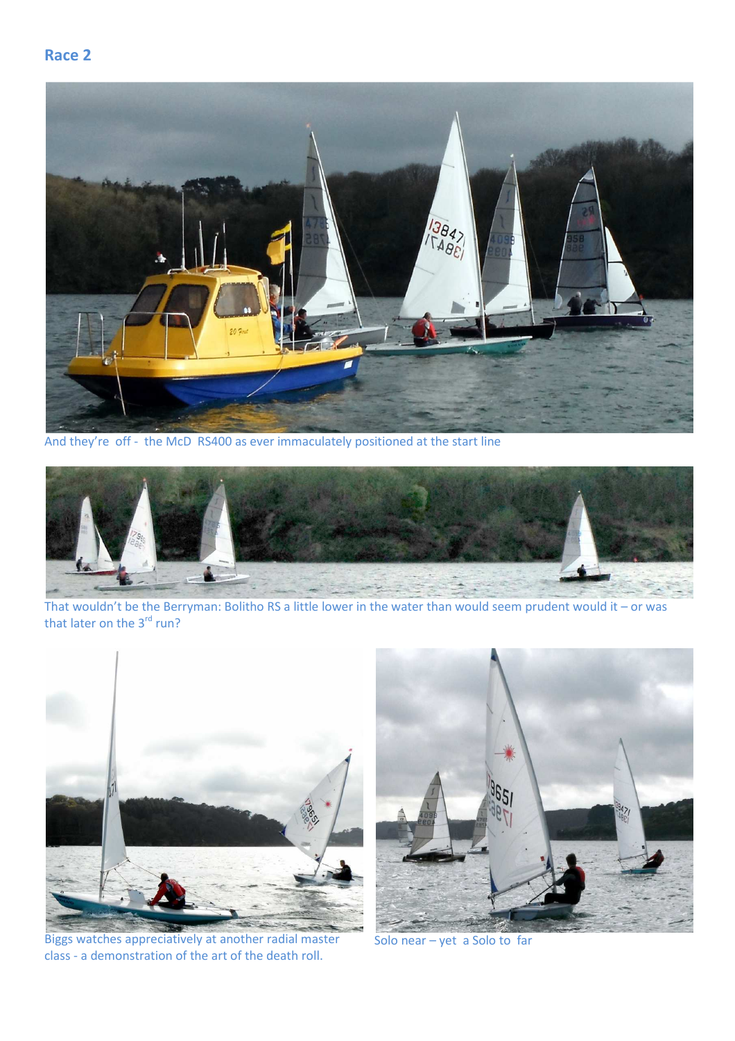## Race 2

And they're off - the McD RS400 as ever immaculately positioned at the start line

That wouldn't be the Berryman: Bolitho RS a little lower in the water than would seem prudent would it – or was that later on the 3rd run?

Biggs watches appreciatively at another radial master class - a demonstration of the art of the death roll.

Solo near – yet a Solo to far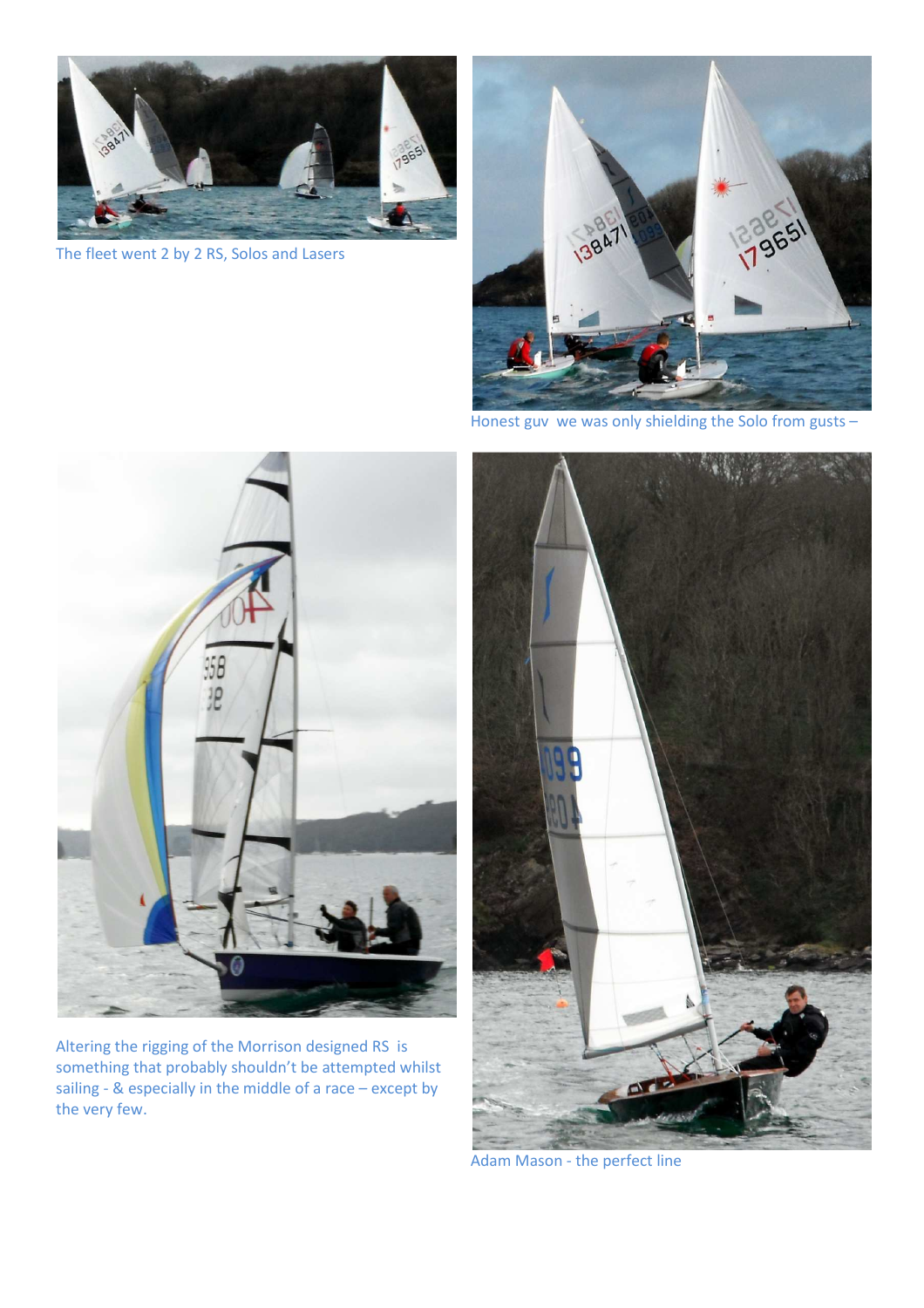The fleet went 2 by 2 RS, Solos and Lasers

Honest guv we was only shielding the Solo from gusts –

Altering the rigging of the Morrison designed RS is something that probably shouldn't be attempted whilst sailing - & especially in the middle of a race – except by the very few.

Adam Mason - the perfect line